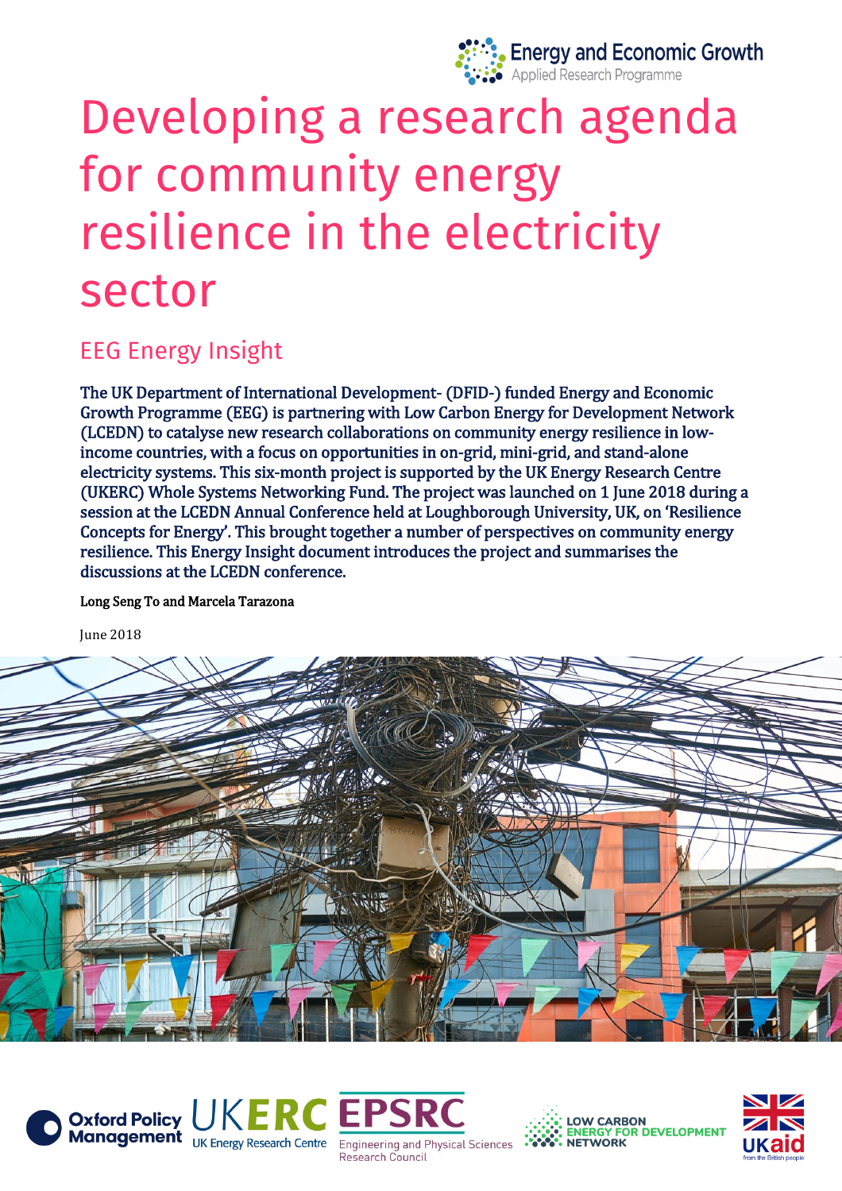Energy and Economic Growth
Applied Research Programme

# Developing a research agenda for community energy resilience in the electricity sector

## EEG Energy Insight

**The UK Department of International Development- (DFID-) funded Energy and Economic Growth Programme (EEG) is partnering with Low Carbon Energy for Development Network (LCEDN) to catalyse new research collaborations on community energy resilience in low-income countries, with a focus on opportunities in on-grid, mini-grid, and stand-alone electricity systems. This six-month project is supported by the UK Energy Research Centre (UKERC) Whole Systems Networking Fund. The project was launched on 1 June 2018 during a session at the LCEDN Annual Conference held at Loughborough University, UK, on 'Resilience Concepts for Energy'. This brought together a number of perspectives on community energy resilience. This Energy Insight document introduces the project and summarises the discussions at the LCEDN conference.**

**Long Seng To and Marcela Tarazona**

June 2018

Oxford Policy Management | UKERC UK Energy Research Centre | EPSRC Engineering and Physical Sciences Research Council | Low Carbon Energy for Development Network | UK aid from the British people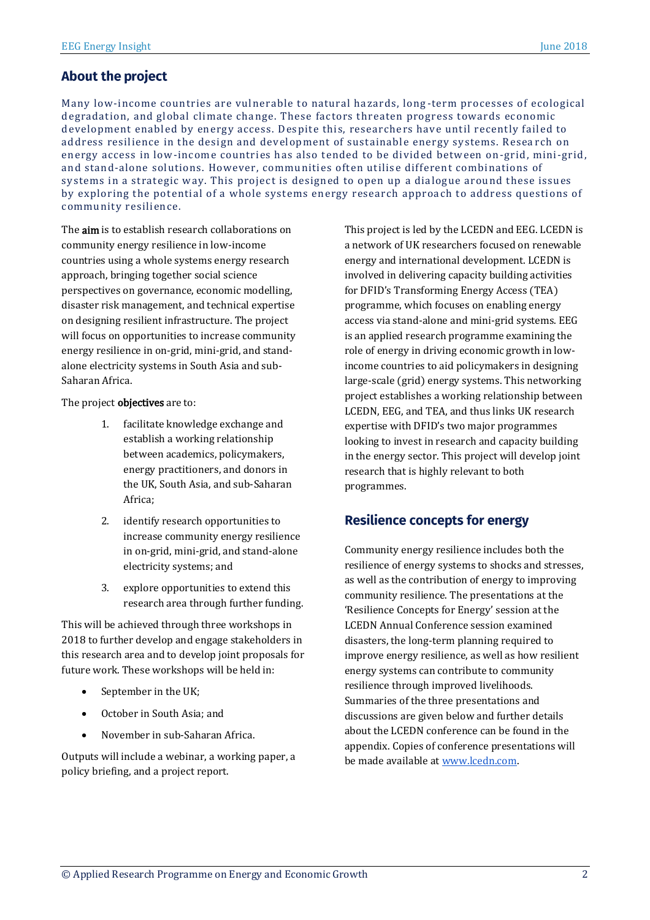## About the project

Many low-income countries are vulnerable to natural hazards, long-term processes of ecological degradation, and global climate change. These factors threaten progress towards economic development enabled by energy access. Despite this, researchers have until recently failed to address resilience in the design and development of sustainable energy systems. Research on energy access in low-income countries has also tended to be divided between on-grid, mini-grid, and stand-alone solutions. However, communities often utilise different combinations of systems in a strategic way. This project is designed to open up a dialogue around these issues by exploring the potential of a whole systems energy research approach to address questions of community resilience.

The **aim** is to establish research collaborations on community energy resilience in low-income countries using a whole systems energy research approach, bringing together social science perspectives on governance, economic modelling, disaster risk management, and technical expertise on designing resilient infrastructure. The project will focus on opportunities to increase community energy resilience in on-grid, mini-grid, and stand-alone electricity systems in South Asia and sub-Saharan Africa.

The project **objectives** are to:

1. facilitate knowledge exchange and establish a working relationship between academics, policymakers, energy practitioners, and donors in the UK, South Asia, and sub-Saharan Africa;
2. identify research opportunities to increase community energy resilience in on-grid, mini-grid, and stand-alone electricity systems; and
3. explore opportunities to extend this research area through further funding.

This will be achieved through three workshops in 2018 to further develop and engage stakeholders in this research area and to develop joint proposals for future work. These workshops will be held in:

- September in the UK;
- October in South Asia; and
- November in sub-Saharan Africa.

Outputs will include a webinar, a working paper, a policy briefing, and a project report.

This project is led by the LCEDN and EEG. LCEDN is a network of UK researchers focused on renewable energy and international development. LCEDN is involved in delivering capacity building activities for DFID's Transforming Energy Access (TEA) programme, which focuses on enabling energy access via stand-alone and mini-grid systems. EEG is an applied research programme examining the role of energy in driving economic growth in low-income countries to aid policymakers in designing large-scale (grid) energy systems. This networking project establishes a working relationship between LCEDN, EEG, and TEA, and thus links UK research expertise with DFID's two major programmes looking to invest in research and capacity building in the energy sector. This project will develop joint research that is highly relevant to both programmes.

## Resilience concepts for energy

Community energy resilience includes both the resilience of energy systems to shocks and stresses, as well as the contribution of energy to improving community resilience. The presentations at the 'Resilience Concepts for Energy' session at the LCEDN Annual Conference session examined disasters, the long-term planning required to improve energy resilience, as well as how resilient energy systems can contribute to community resilience through improved livelihoods. Summaries of the three presentations and discussions are given below and further details about the LCEDN conference can be found in the appendix. Copies of conference presentations will be made available at [www.lcedn.com](www.lcedn.com).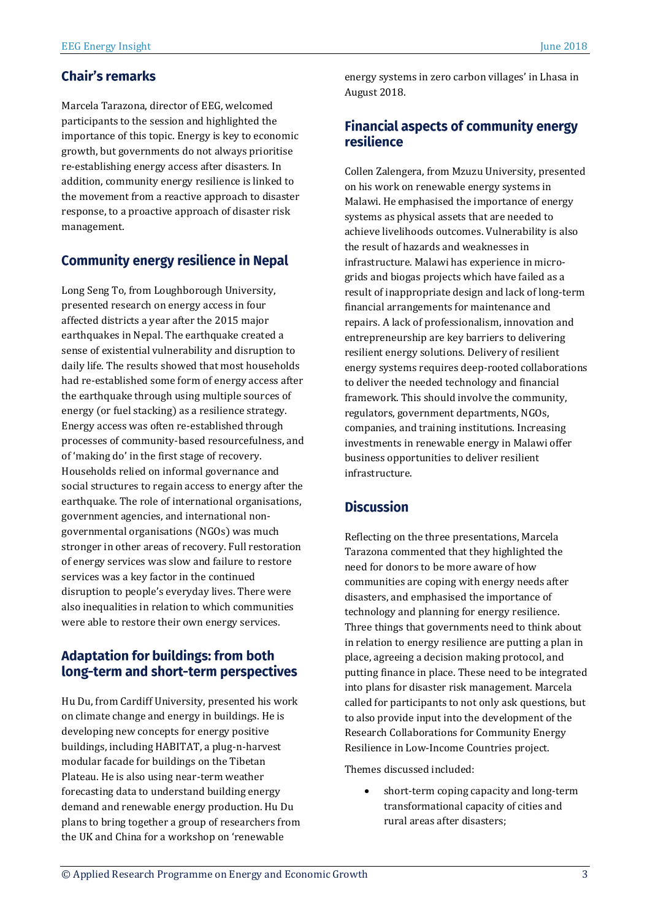## Chair's remarks

Marcela Tarazona, director of EEG, welcomed participants to the session and highlighted the importance of this topic. Energy is key to economic growth, but governments do not always prioritise re-establishing energy access after disasters. In addition, community energy resilience is linked to the movement from a reactive approach to disaster response, to a proactive approach of disaster risk management.

## Community energy resilience in Nepal

Long Seng To, from Loughborough University, presented research on energy access in four affected districts a year after the 2015 major earthquakes in Nepal. The earthquake created a sense of existential vulnerability and disruption to daily life. The results showed that most households had re-established some form of energy access after the earthquake through using multiple sources of energy (or fuel stacking) as a resilience strategy. Energy access was often re-established through processes of community-based resourcefulness, and of 'making do' in the first stage of recovery. Households relied on informal governance and social structures to regain access to energy after the earthquake. The role of international organisations, government agencies, and international non-governmental organisations (NGOs) was much stronger in other areas of recovery. Full restoration of energy services was slow and failure to restore services was a key factor in the continued disruption to people's everyday lives. There were also inequalities in relation to which communities were able to restore their own energy services.

## Adaptation for buildings: from both long-term and short-term perspectives

Hu Du, from Cardiff University, presented his work on climate change and energy in buildings. He is developing new concepts for energy positive buildings, including HABITAT, a plug-n-harvest modular facade for buildings on the Tibetan Plateau. He is also using near-term weather forecasting data to understand building energy demand and renewable energy production. Hu Du plans to bring together a group of researchers from the UK and China for a workshop on 'renewable energy systems in zero carbon villages' in Lhasa in August 2018.

## Financial aspects of community energy resilience

Collen Zalengera, from Mzuzu University, presented on his work on renewable energy systems in Malawi. He emphasised the importance of energy systems as physical assets that are needed to achieve livelihoods outcomes. Vulnerability is also the result of hazards and weaknesses in infrastructure. Malawi has experience in micro-grids and biogas projects which have failed as a result of inappropriate design and lack of long-term financial arrangements for maintenance and repairs. A lack of professionalism, innovation and entrepreneurship are key barriers to delivering resilient energy solutions. Delivery of resilient energy systems requires deep-rooted collaborations to deliver the needed technology and financial framework. This should involve the community, regulators, government departments, NGOs, companies, and training institutions. Increasing investments in renewable energy in Malawi offer business opportunities to deliver resilient infrastructure.

## Discussion

Reflecting on the three presentations, Marcela Tarazona commented that they highlighted the need for donors to be more aware of how communities are coping with energy needs after disasters, and emphasised the importance of technology and planning for energy resilience. Three things that governments need to think about in relation to energy resilience are putting a plan in place, agreeing a decision making protocol, and putting finance in place. These need to be integrated into plans for disaster risk management. Marcela called for participants to not only ask questions, but to also provide input into the development of the Research Collaborations for Community Energy Resilience in Low-Income Countries project.

Themes discussed included:

- short-term coping capacity and long-term transformational capacity of cities and rural areas after disasters;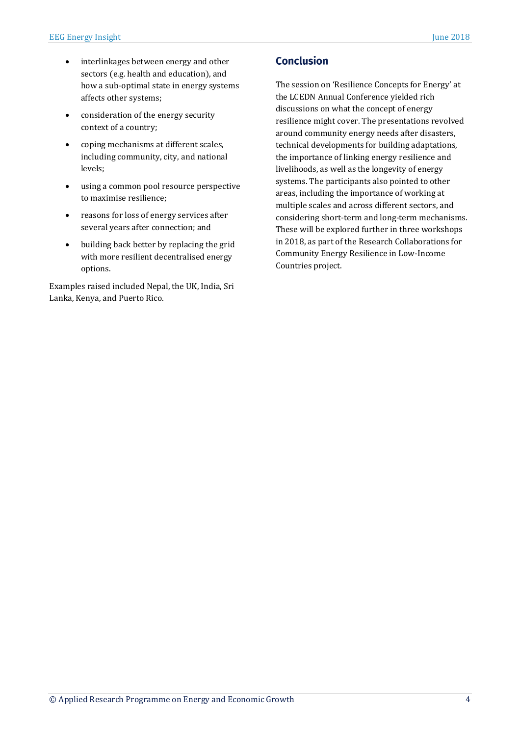- interlinkages between energy and other sectors (e.g. health and education), and how a sub-optimal state in energy systems affects other systems;
- consideration of the energy security context of a country;
- coping mechanisms at different scales, including community, city, and national levels;
- using a common pool resource perspective to maximise resilience;
- reasons for loss of energy services after several years after connection; and
- building back better by replacing the grid with more resilient decentralised energy options.

Examples raised included Nepal, the UK, India, Sri Lanka, Kenya, and Puerto Rico.

## Conclusion

The session on 'Resilience Concepts for Energy' at the LCEDN Annual Conference yielded rich discussions on what the concept of energy resilience might cover. The presentations revolved around community energy needs after disasters, technical developments for building adaptations, the importance of linking energy resilience and livelihoods, as well as the longevity of energy systems. The participants also pointed to other areas, including the importance of working at multiple scales and across different sectors, and considering short-term and long-term mechanisms. These will be explored further in three workshops in 2018, as part of the Research Collaborations for Community Energy Resilience in Low-Income Countries project.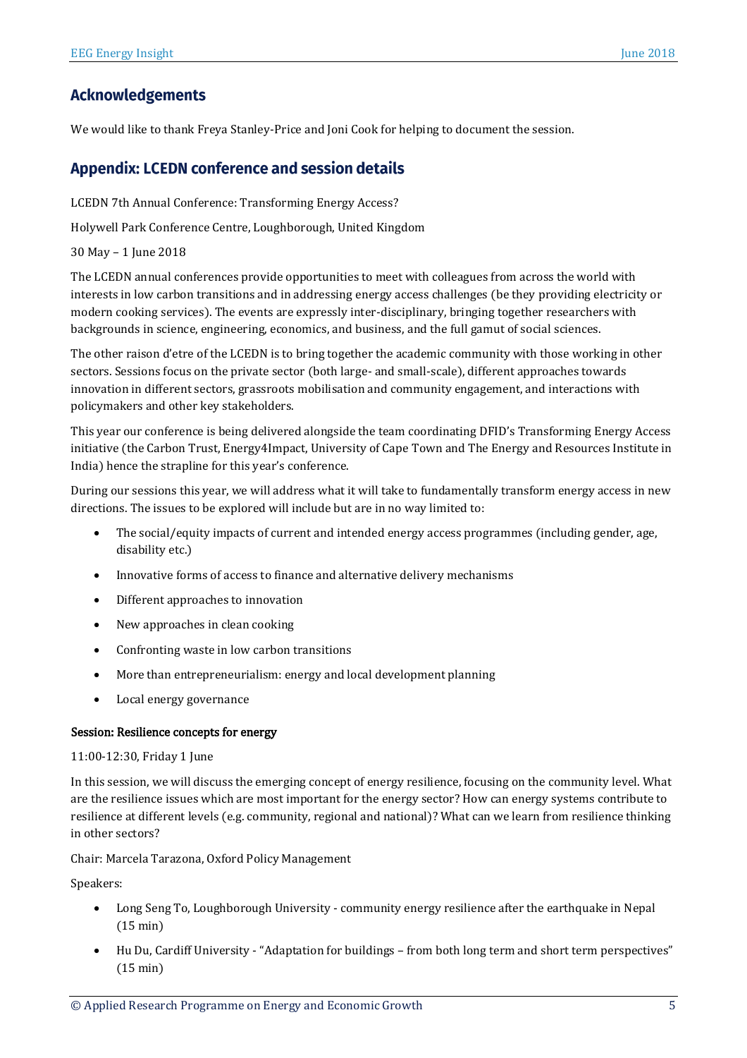## Acknowledgements

We would like to thank Freya Stanley-Price and Joni Cook for helping to document the session.

## Appendix: LCEDN conference and session details

LCEDN 7th Annual Conference: Transforming Energy Access?

Holywell Park Conference Centre, Loughborough, United Kingdom

30 May – 1 June 2018

The LCEDN annual conferences provide opportunities to meet with colleagues from across the world with interests in low carbon transitions and in addressing energy access challenges (be they providing electricity or modern cooking services). The events are expressly inter-disciplinary, bringing together researchers with backgrounds in science, engineering, economics, and business, and the full gamut of social sciences.

The other raison d'etre of the LCEDN is to bring together the academic community with those working in other sectors. Sessions focus on the private sector (both large- and small-scale), different approaches towards innovation in different sectors, grassroots mobilisation and community engagement, and interactions with policymakers and other key stakeholders.

This year our conference is being delivered alongside the team coordinating DFID's Transforming Energy Access initiative (the Carbon Trust, Energy4Impact, University of Cape Town and The Energy and Resources Institute in India) hence the strapline for this year's conference.

During our sessions this year, we will address what it will take to fundamentally transform energy access in new directions. The issues to be explored will include but are in no way limited to:

- The social/equity impacts of current and intended energy access programmes (including gender, age, disability etc.)
- Innovative forms of access to finance and alternative delivery mechanisms
- Different approaches to innovation
- New approaches in clean cooking
- Confronting waste in low carbon transitions
- More than entrepreneurialism: energy and local development planning
- Local energy governance

#### Session: Resilience concepts for energy

11:00-12:30, Friday 1 June

In this session, we will discuss the emerging concept of energy resilience, focusing on the community level. What are the resilience issues which are most important for the energy sector? How can energy systems contribute to resilience at different levels (e.g. community, regional and national)? What can we learn from resilience thinking in other sectors?

Chair: Marcela Tarazona, Oxford Policy Management

Speakers:

- Long Seng To, Loughborough University - community energy resilience after the earthquake in Nepal (15 min)
- Hu Du, Cardiff University - "Adaptation for buildings – from both long term and short term perspectives" (15 min)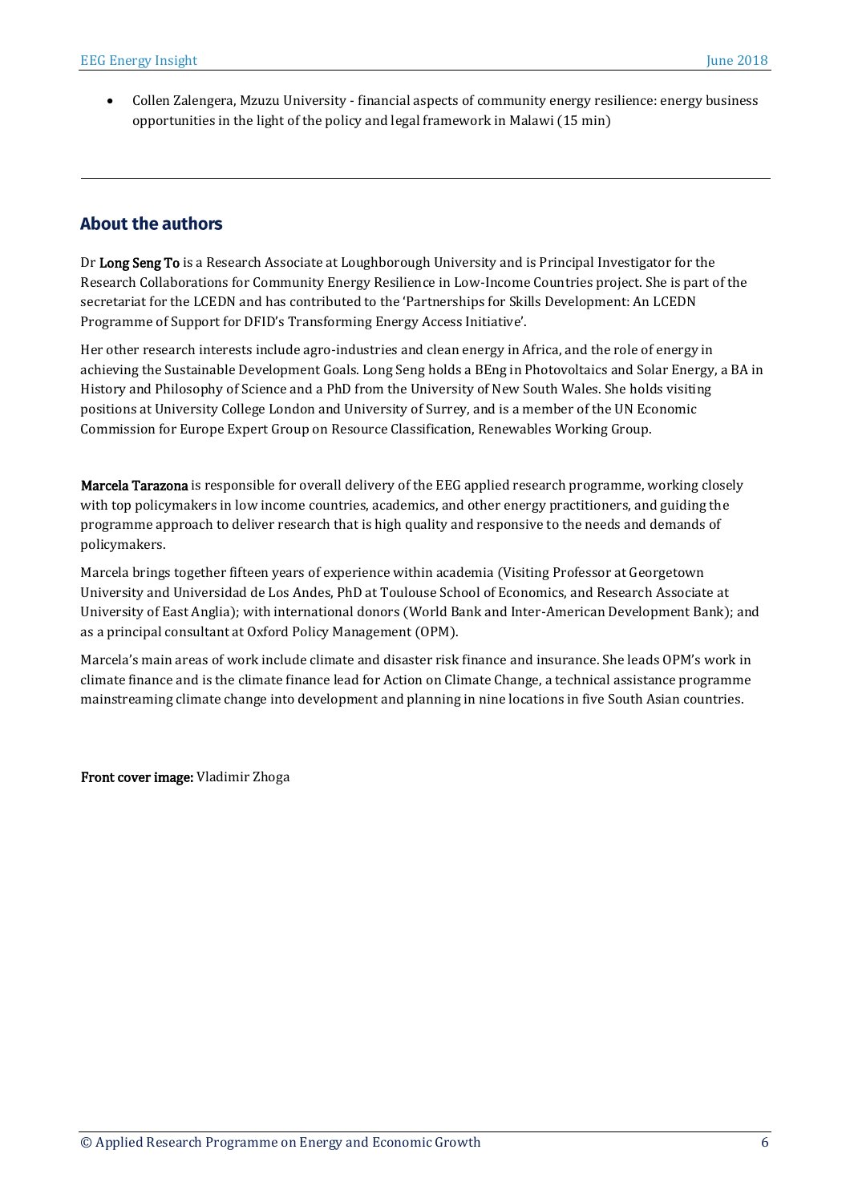- Collen Zalengera, Mzuzu University - financial aspects of community energy resilience: energy business opportunities in the light of the policy and legal framework in Malawi (15 min)

---

## About the authors

Dr **Long Seng To** is a Research Associate at Loughborough University and is Principal Investigator for the Research Collaborations for Community Energy Resilience in Low-Income Countries project. She is part of the secretariat for the LCEDN and has contributed to the 'Partnerships for Skills Development: An LCEDN Programme of Support for DFID's Transforming Energy Access Initiative'.

Her other research interests include agro-industries and clean energy in Africa, and the role of energy in achieving the Sustainable Development Goals. Long Seng holds a BEng in Photovoltaics and Solar Energy, a BA in History and Philosophy of Science and a PhD from the University of New South Wales. She holds visiting positions at University College London and University of Surrey, and is a member of the UN Economic Commission for Europe Expert Group on Resource Classification, Renewables Working Group.

**Marcela Tarazona** is responsible for overall delivery of the EEG applied research programme, working closely with top policymakers in low income countries, academics, and other energy practitioners, and guiding the programme approach to deliver research that is high quality and responsive to the needs and demands of policymakers.

Marcela brings together fifteen years of experience within academia (Visiting Professor at Georgetown University and Universidad de Los Andes, PhD at Toulouse School of Economics, and Research Associate at University of East Anglia); with international donors (World Bank and Inter-American Development Bank); and as a principal consultant at Oxford Policy Management (OPM).

Marcela's main areas of work include climate and disaster risk finance and insurance. She leads OPM's work in climate finance and is the climate finance lead for Action on Climate Change, a technical assistance programme mainstreaming climate change into development and planning in nine locations in five South Asian countries.

**Front cover image:** Vladimir Zhoga

© Applied Research Programme on Energy and Economic Growth